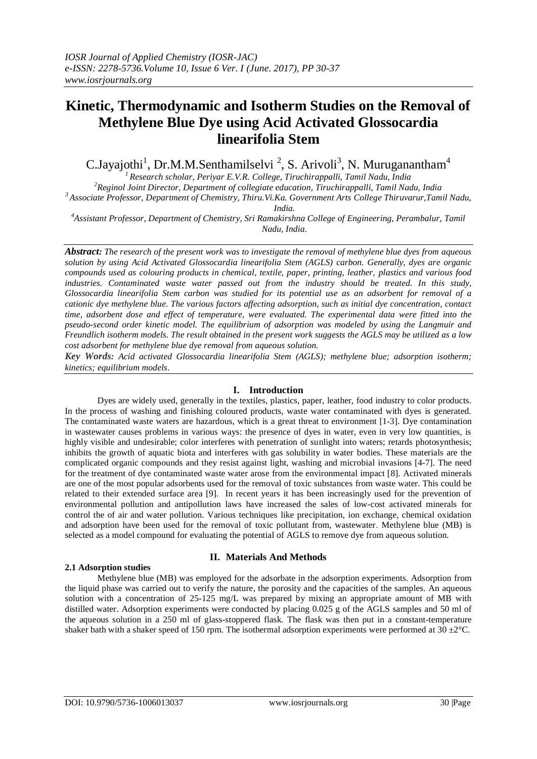# Kinetic, Thermodynamic and Isotherm Studies on the Removal of Methylene Blue Dye using Acid Activated Glossocardia linearifolia Stem

C.Jayajothi[1], Dr.M.M.Senthamilselvi [2], S. Arivoli[3], N. Muruganantham[4]

[1] Research scholar, Periyar E.V.R. College, Tiruchirappalli, Tamil Nadu, India
[2] Reginol Joint Director, Department of collegiate education, Tiruchirappalli, Tamil Nadu, India
[3] Associate Professor, Department of Chemistry, Thiru.Vi.Ka. Government Arts College Thiruvarur,Tamil Nadu, India.
[4] Assistant Professor, Department of Chemistry, Sri Ramakirshna College of Engineering, Perambalur, Tamil Nadu, India.

***Abstract:*** *The research of the present work was to investigate the removal of methylene blue dyes from aqueous solution by using Acid Activated Glossocardia linearifolia Stem (AGLS) carbon. Generally, dyes are organic compounds used as colouring products in chemical, textile, paper, printing, leather, plastics and various food industries. Contaminated waste water passed out from the industry should be treated. In this study, Glossocardia linearifolia Stem carbon was studied for its potential use as an adsorbent for removal of a cationic dye methylene blue. The various factors affecting adsorption, such as initial dye concentration, contact time, adsorbent dose and effect of temperature, were evaluated. The experimental data were fitted into the pseudo-second order kinetic model. The equilibrium of adsorption was modeled by using the Langmuir and Freundlich isotherm models. The result obtained in the present work suggests the AGLS may be utilized as a low cost adsorbent for methylene blue dye removal from aqueous solution.*

***Key Words:*** *Acid activated Glossocardia linearifolia Stem (AGLS); methylene blue; adsorption isotherm; kinetics; equilibrium models.*

## I. Introduction

Dyes are widely used, generally in the textiles, plastics, paper, leather, food industry to color products. In the process of washing and finishing coloured products, waste water contaminated with dyes is generated. The contaminated waste waters are hazardous, which is a great threat to environment [1-3]. Dye contamination in wastewater causes problems in various ways: the presence of dyes in water, even in very low quantities, is highly visible and undesirable; color interferes with penetration of sunlight into waters; retards photosynthesis; inhibits the growth of aquatic biota and interferes with gas solubility in water bodies. These materials are the complicated organic compounds and they resist against light, washing and microbial invasions [4-7]. The need for the treatment of dye contaminated waste water arose from the environmental impact [8]. Activated minerals are one of the most popular adsorbents used for the removal of toxic substances from waste water. This could be related to their extended surface area [9]. In recent years it has been increasingly used for the prevention of environmental pollution and antipollution laws have increased the sales of low-cost activated minerals for control the of air and water pollution. Various techniques like precipitation, ion exchange, chemical oxidation and adsorption have been used for the removal of toxic pollutant from, wastewater. Methylene blue (MB) is selected as a model compound for evaluating the potential of AGLS to remove dye from aqueous solution.

## II. Materials And Methods

### 2.1 Adsorption studies

Methylene blue (MB) was employed for the adsorbate in the adsorption experiments. Adsorption from the liquid phase was carried out to verify the nature, the porosity and the capacities of the samples. An aqueous solution with a concentration of 25-125 mg/L was prepared by mixing an appropriate amount of MB with distilled water. Adsorption experiments were conducted by placing 0.025 g of the AGLS samples and 50 ml of the aqueous solution in a 250 ml of glass-stoppered flask. The flask was then put in a constant-temperature shaker bath with a shaker speed of 150 rpm. The isothermal adsorption experiments were performed at 30 ±2°C.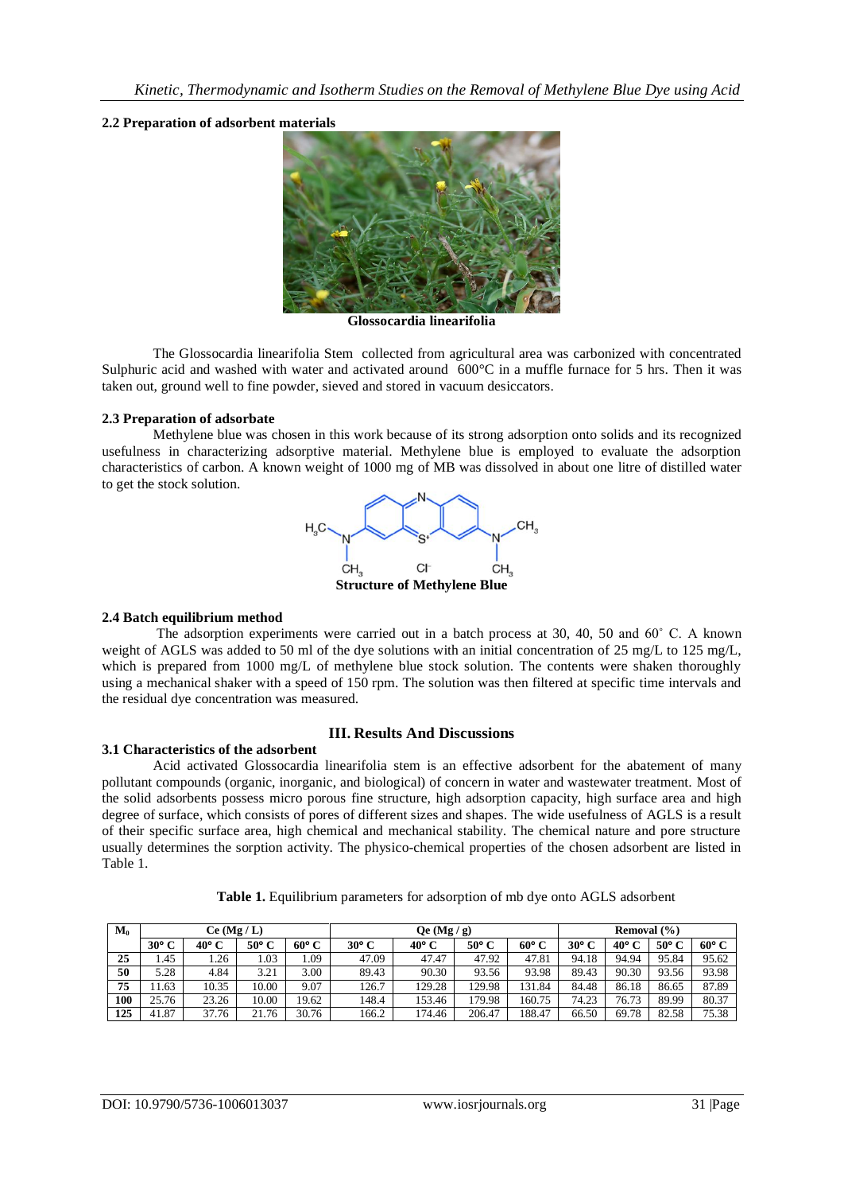## 2.2 Preparation of adsorbent materials

**Glossocardia linearifolia**

The Glossocardia linearifolia Stem collected from agricultural area was carbonized with concentrated Sulphuric acid and washed with water and activated around 600°C in a muffle furnace for 5 hrs. Then it was taken out, ground well to fine powder, sieved and stored in vacuum desiccators.

## 2.3 Preparation of adsorbate

Methylene blue was chosen in this work because of its strong adsorption onto solids and its recognized usefulness in characterizing adsorptive material. Methylene blue is employed to evaluate the adsorption characteristics of carbon. A known weight of 1000 mg of MB was dissolved in about one litre of distilled water to get the stock solution.

**Structure of Methylene Blue**

## 2.4 Batch equilibrium method

The adsorption experiments were carried out in a batch process at 30, 40, 50 and 60˚ C. A known weight of AGLS was added to 50 ml of the dye solutions with an initial concentration of 25 mg/L to 125 mg/L, which is prepared from 1000 mg/L of methylene blue stock solution. The contents were shaken thoroughly using a mechanical shaker with a speed of 150 rpm. The solution was then filtered at specific time intervals and the residual dye concentration was measured.

# III. Results And Discussions

## 3.1 Characteristics of the adsorbent

Acid activated Glossocardia linearifolia stem is an effective adsorbent for the abatement of many pollutant compounds (organic, inorganic, and biological) of concern in water and wastewater treatment. Most of the solid adsorbents possess micro porous fine structure, high adsorption capacity, high surface area and high degree of surface, which consists of pores of different sizes and shapes. The wide usefulness of AGLS is a result of their specific surface area, high chemical and mechanical stability. The chemical nature and pore structure usually determines the sorption activity. The physico-chemical properties of the chosen adsorbent are listed in Table 1.

**Table 1.** Equilibrium parameters for adsorption of mb dye onto AGLS adsorbent

| $M_0$ | Ce (Mg / L) | | | | Qe (Mg / g) | | | | Removal (%) | | | |
|---|---|---|---|---|---|---|---|---|---|---|---|---|
| | 30° C | 40° C | 50° C | 60° C | 30° C | 40° C | 50° C | 60° C | 30° C | 40° C | 50° C | 60° C |
| 25 | 1.45 | 1.26 | 1.03 | 1.09 | 47.09 | 47.47 | 47.92 | 47.81 | 94.18 | 94.94 | 95.84 | 95.62 |
| 50 | 5.28 | 4.84 | 3.21 | 3.00 | 89.43 | 90.30 | 93.56 | 93.98 | 89.43 | 90.30 | 93.56 | 93.98 |
| 75 | 11.63 | 10.35 | 10.00 | 9.07 | 126.7 | 129.28 | 129.98 | 131.84 | 84.48 | 86.18 | 86.65 | 87.89 |
| 100 | 25.76 | 23.26 | 10.00 | 19.62 | 148.4 | 153.46 | 179.98 | 160.75 | 74.23 | 76.73 | 89.99 | 80.37 |
| 125 | 41.87 | 37.76 | 21.76 | 30.76 | 166.2 | 174.46 | 206.47 | 188.47 | 66.50 | 69.78 | 82.58 | 75.38 |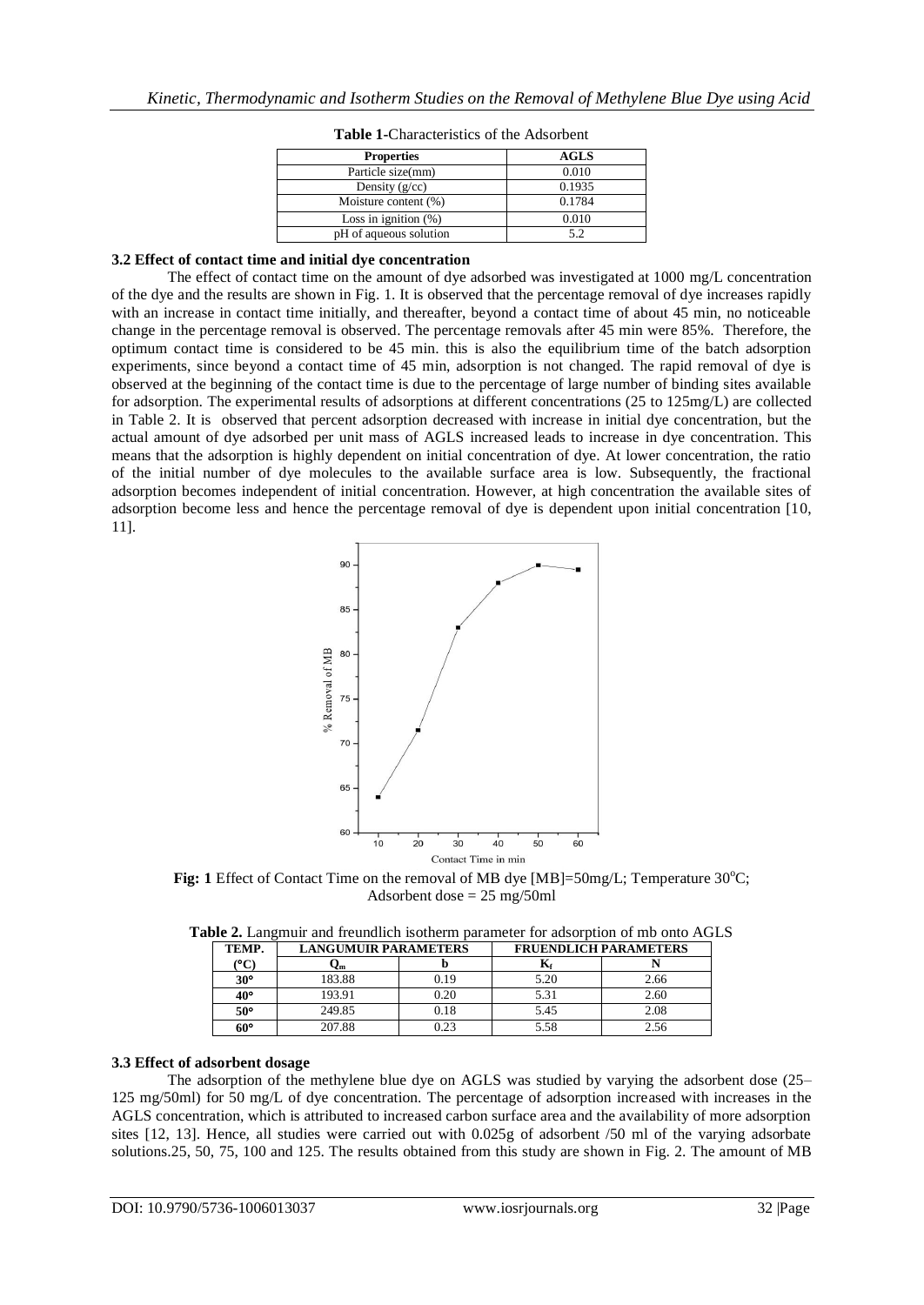**Table 1**-Characteristics of the Adsorbent

| Properties | AGLS |
|---|---|
| Particle size(mm) | 0.010 |
| Density (g/cc) | 0.1935 |
| Moisture content (%) | 0.1784 |
| Loss in ignition (%) | 0.010 |
| pH of aqueous solution | 5.2 |

### 3.2 Effect of contact time and initial dye concentration

The effect of contact time on the amount of dye adsorbed was investigated at 1000 mg/L concentration of the dye and the results are shown in Fig. 1. It is observed that the percentage removal of dye increases rapidly with an increase in contact time initially, and thereafter, beyond a contact time of about 45 min, no noticeable change in the percentage removal is observed. The percentage removals after 45 min were 85%. Therefore, the optimum contact time is considered to be 45 min. this is also the equilibrium time of the batch adsorption experiments, since beyond a contact time of 45 min, adsorption is not changed. The rapid removal of dye is observed at the beginning of the contact time is due to the percentage of large number of binding sites available for adsorption. The experimental results of adsorptions at different concentrations (25 to 125mg/L) are collected in Table 2. It is observed that percent adsorption decreased with increase in initial dye concentration, but the actual amount of dye adsorbed per unit mass of AGLS increased leads to increase in dye concentration. This means that the adsorption is highly dependent on initial concentration of dye. At lower concentration, the ratio of the initial number of dye molecules to the available surface area is low. Subsequently, the fractional adsorption becomes independent of initial concentration. However, at high concentration the available sites of adsorption become less and hence the percentage removal of dye is dependent upon initial concentration [10, 11].

**Fig: 1** Effect of Contact Time on the removal of MB dye [MB]=50mg/L; Temperature 30$^{o}$C; Adsorbent dose = 25 mg/50ml

**Table 2.** Langmuir and freundlich isotherm parameter for adsorption of mb onto AGLS

| TEMP. | LANGUMUIR PARAMETERS | | FRUENDLICH PARAMETERS | |
|---|---|---|---|---|
| (°C) | $Q_m$ | b | $K_f$ | N |
| 30° | 183.88 | 0.19 | 5.20 | 2.66 |
| 40° | 193.91 | 0.20 | 5.31 | 2.60 |
| 50° | 249.85 | 0.18 | 5.45 | 2.08 |
| 60° | 207.88 | 0.23 | 5.58 | 2.56 |

### 3.3 Effect of adsorbent dosage

The adsorption of the methylene blue dye on AGLS was studied by varying the adsorbent dose (25–125 mg/50ml) for 50 mg/L of dye concentration. The percentage of adsorption increased with increases in the AGLS concentration, which is attributed to increased carbon surface area and the availability of more adsorption sites [12, 13]. Hence, all studies were carried out with 0.025g of adsorbent /50 ml of the varying adsorbate solutions.25, 50, 75, 100 and 125. The results obtained from this study are shown in Fig. 2. The amount of MB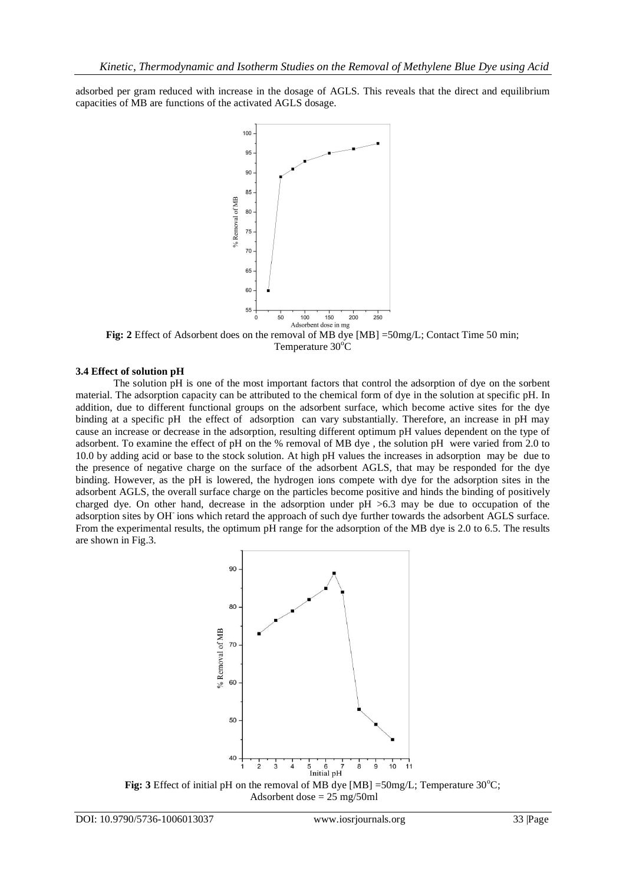adsorbed per gram reduced with increase in the dosage of AGLS. This reveals that the direct and equilibrium capacities of MB are functions of the activated AGLS dosage.

**Fig: 2** Effect of Adsorbent does on the removal of MB dye [MB] =50mg/L; Contact Time 50 min; Temperature 30$^o$C

### 3.4 Effect of solution pH

The solution pH is one of the most important factors that control the adsorption of dye on the sorbent material. The adsorption capacity can be attributed to the chemical form of dye in the solution at specific pH. In addition, due to different functional groups on the adsorbent surface, which become active sites for the dye binding at a specific pH the effect of adsorption can vary substantially. Therefore, an increase in pH may cause an increase or decrease in the adsorption, resulting different optimum pH values dependent on the type of adsorbent. To examine the effect of pH on the % removal of MB dye , the solution pH were varied from 2.0 to 10.0 by adding acid or base to the stock solution. At high pH values the increases in adsorption may be due to the presence of negative charge on the surface of the adsorbent AGLS, that may be responded for the dye binding. However, as the pH is lowered, the hydrogen ions compete with dye for the adsorption sites in the adsorbent AGLS, the overall surface charge on the particles become positive and hinds the binding of positively charged dye. On other hand, decrease in the adsorption under pH >6.3 may be due to occupation of the adsorption sites by $OH^-$ ions which retard the approach of such dye further towards the adsorbent AGLS surface. From the experimental results, the optimum pH range for the adsorption of the MB dye is 2.0 to 6.5. The results are shown in Fig.3.

**Fig: 3** Effect of initial pH on the removal of MB dye [MB] =50mg/L; Temperature 30$^o$C; Adsorbent dose = 25 mg/50ml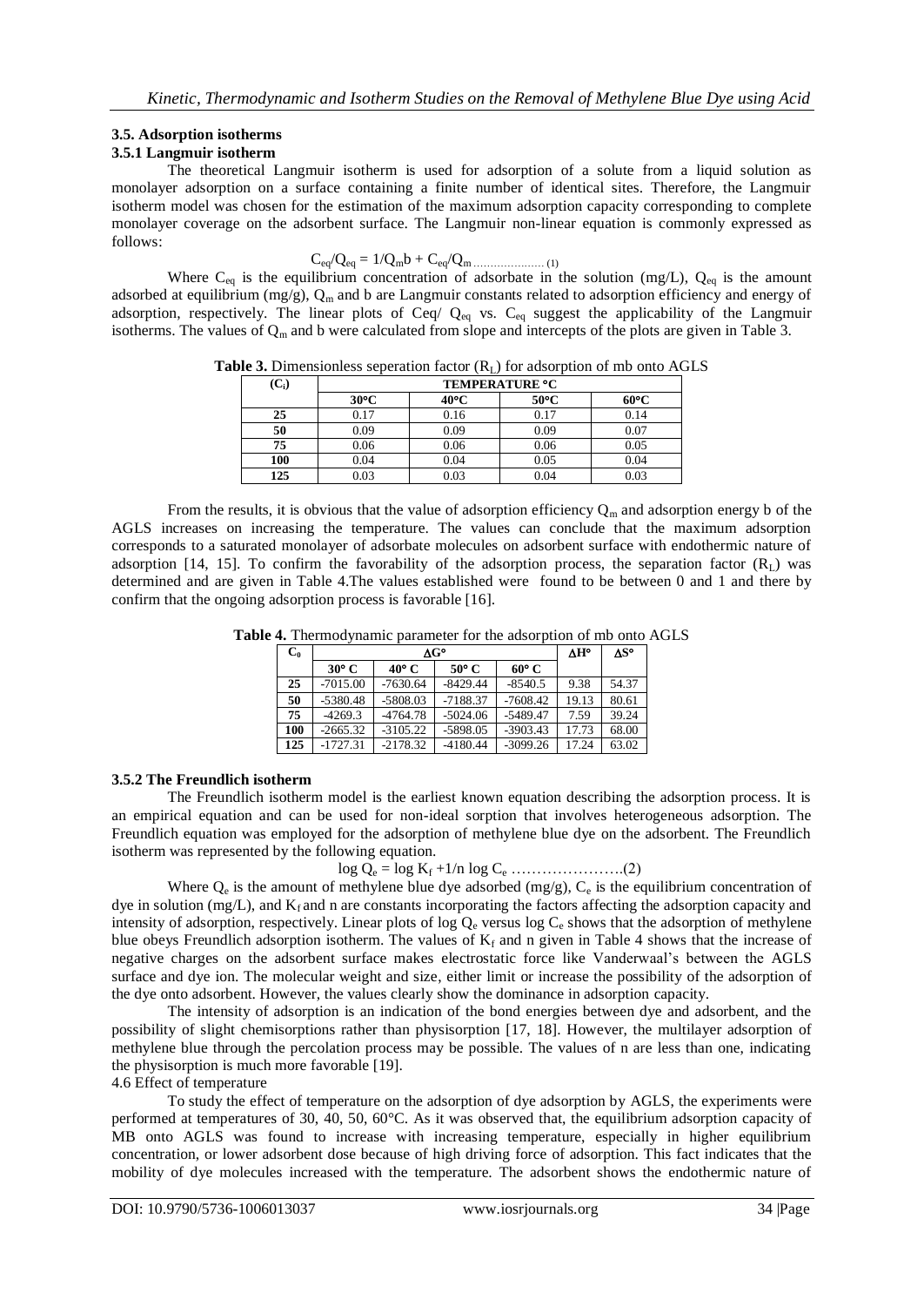### 3.5. Adsorption isotherms

#### 3.5.1 Langmuir isotherm

The theoretical Langmuir isotherm is used for adsorption of a solute from a liquid solution as monolayer adsorption on a surface containing a finite number of identical sites. Therefore, the Langmuir isotherm model was chosen for the estimation of the maximum adsorption capacity corresponding to complete monolayer coverage on the adsorbent surface. The Langmuir non-linear equation is commonly expressed as follows:

$$C_{eq}/Q_{eq} = 1/Q_m b + C_{eq}/Q_m \quad \text{.....................(1)}$$

Where $C_{eq}$ is the equilibrium concentration of adsorbate in the solution (mg/L), $Q_{eq}$ is the amount adsorbed at equilibrium (mg/g), $Q_m$ and b are Langmuir constants related to adsorption efficiency and energy of adsorption, respectively. The linear plots of $C_{eq}/Q_{eq}$ vs. $C_{eq}$ suggest the applicability of the Langmuir isotherms. The values of $Q_m$ and b were calculated from slope and intercepts of the plots are given in Table 3.

**Table 3.** Dimensionless seperation factor ($R_L$) for adsorption of mb onto AGLS

| ($C_i$) | TEMPERATURE °C | | | |
|---|---|---|---|---|
| | 30°C | 40°C | 50°C | 60°C |
| 25 | 0.17 | 0.16 | 0.17 | 0.14 |
| 50 | 0.09 | 0.09 | 0.09 | 0.07 |
| 75 | 0.06 | 0.06 | 0.06 | 0.05 |
| 100 | 0.04 | 0.04 | 0.05 | 0.04 |
| 125 | 0.03 | 0.03 | 0.04 | 0.03 |

From the results, it is obvious that the value of adsorption efficiency $Q_m$ and adsorption energy b of the AGLS increases on increasing the temperature. The values can conclude that the maximum adsorption corresponds to a saturated monolayer of adsorbate molecules on adsorbent surface with endothermic nature of adsorption [14, 15]. To confirm the favorability of the adsorption process, the separation factor ($R_L$) was determined and are given in Table 4.The values established were found to be between 0 and 1 and there by confirm that the ongoing adsorption process is favorable [16].

**Table 4.** Thermodynamic parameter for the adsorption of mb onto AGLS

| $C_0$ | ΔG° | | | | ΔH° | ΔS° |
|---|---|---|---|---|---|---|
| | 30° C | 40° C | 50° C | 60° C | | |
| 25 | -7015.00 | -7630.64 | -8429.44 | -8540.5 | 9.38 | 54.37 |
| 50 | -5380.48 | -5808.03 | -7188.37 | -7608.42 | 19.13 | 80.61 |
| 75 | -4269.3 | -4764.78 | -5024.06 | -5489.47 | 7.59 | 39.24 |
| 100 | -2665.32 | -3105.22 | -5898.05 | -3903.43 | 17.73 | 68.00 |
| 125 | -1727.31 | -2178.32 | -4180.44 | -3099.26 | 17.24 | 63.02 |

#### 3.5.2 The Freundlich isotherm

The Freundlich isotherm model is the earliest known equation describing the adsorption process. It is an empirical equation and can be used for non-ideal sorption that involves heterogeneous adsorption. The Freundlich equation was employed for the adsorption of methylene blue dye on the adsorbent. The Freundlich isotherm was represented by the following equation.

$$\log Q_e = \log K_f + 1/n \log C_e \quad \text{………………….(2)}$$

Where $Q_e$ is the amount of methylene blue dye adsorbed (mg/g), $C_e$ is the equilibrium concentration of dye in solution (mg/L), and $K_f$ and n are constants incorporating the factors affecting the adsorption capacity and intensity of adsorption, respectively. Linear plots of log $Q_e$ versus log $C_e$ shows that the adsorption of methylene blue obeys Freundlich adsorption isotherm. The values of $K_f$ and n given in Table 4 shows that the increase of negative charges on the adsorbent surface makes electrostatic force like Vanderwaal's between the AGLS surface and dye ion. The molecular weight and size, either limit or increase the possibility of the adsorption of the dye onto adsorbent. However, the values clearly show the dominance in adsorption capacity.

The intensity of adsorption is an indication of the bond energies between dye and adsorbent, and the possibility of slight chemisorptions rather than physisorption [17, 18]. However, the multilayer adsorption of methylene blue through the percolation process may be possible. The values of n are less than one, indicating the physisorption is much more favorable [19].

4.6 Effect of temperature

To study the effect of temperature on the adsorption of dye adsorption by AGLS, the experiments were performed at temperatures of 30, 40, 50, 60°C. As it was observed that, the equilibrium adsorption capacity of MB onto AGLS was found to increase with increasing temperature, especially in higher equilibrium concentration, or lower adsorbent dose because of high driving force of adsorption. This fact indicates that the mobility of dye molecules increased with the temperature. The adsorbent shows the endothermic nature of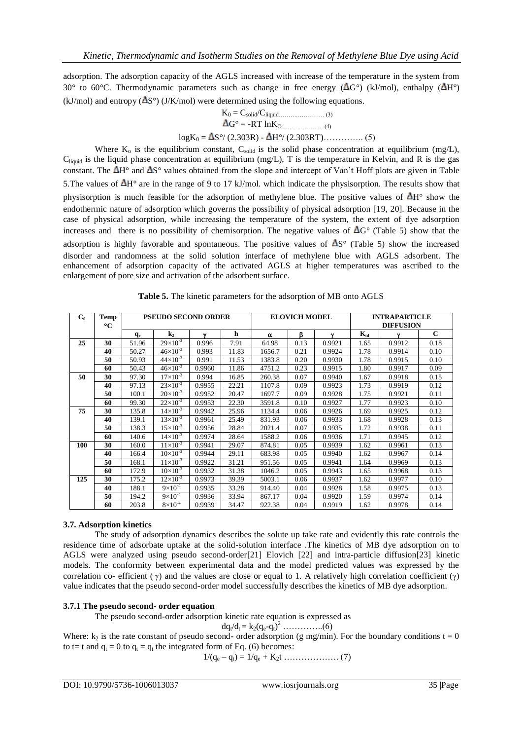adsorption. The adsorption capacity of the AGLS increased with increase of the temperature in the system from 30° to 60°C. Thermodynamic parameters such as change in free energy ($\Delta G°$) (kJ/mol), enthalpy ($\Delta H°$) (kJ/mol) and entropy ($\Delta S°$) (J/K/mol) were determined using the following equations.

$$K_0 = C_{solid}/C_{liquid} \quad (3)$$

$$\Delta G° = -RT \ln K_O \quad (4)$$

$$\log K_0 = \Delta S°/(2.303R) - \Delta H°/(2.303RT) \quad (5)$$

Where $K_o$ is the equilibrium constant, $C_{solid}$ is the solid phase concentration at equilibrium (mg/L), $C_{liquid}$ is the liquid phase concentration at equilibrium (mg/L), T is the temperature in Kelvin, and R is the gas constant. The $\Delta H°$ and $\Delta S°$ values obtained from the slope and intercept of Van't Hoff plots are given in Table 5.The values of $\Delta H°$ are in the range of 9 to 17 kJ/mol. which indicate the physisorption. The results show that physisorption is much feasible for the adsorption of methylene blue. The positive values of $\Delta H°$ show the endothermic nature of adsorption which governs the possibility of physical adsorption [19, 20]. Because in the case of physical adsorption, while increasing the temperature of the system, the extent of dye adsorption increases and there is no possibility of chemisorption. The negative values of $\Delta G°$ (Table 5) show that the adsorption is highly favorable and spontaneous. The positive values of $\Delta S°$ (Table 5) show the increased disorder and randomness at the solid solution interface of methylene blue with AGLS adsorbent. The enhancement of adsorption capacity of the activated AGLS at higher temperatures was ascribed to the enlargement of pore size and activation of the adsorbent surface.

**Table 5.** The kinetic parameters for the adsorption of MB onto AGLS

| $C_0$ | Temp °C | PSEUDO SECOND ORDER | | | | ELOVICH MODEL | | | INTRAPARTICLE DIFFUSION | | |
|---|---|---|---|---|---|---|---|---|---|---|---|
| | | $q_e$ | $k_2$ | $\gamma$ | h | $\alpha$ | $\beta$ | $\gamma$ | $K_{id}$ | $\gamma$ | C |
| **25** | **30** | 51.96 | $29\times10^{-3}$ | 0.996 | 7.91 | 64.98 | 0.13 | 0.9921 | 1.65 | 0.9912 | 0.18 |
| | **40** | 50.27 | $46\times10^{-3}$ | 0.993 | 11.83 | 1656.7 | 0.21 | 0.9924 | 1.78 | 0.9914 | 0.10 |
| | **50** | 50.93 | $44\times10^{-3}$ | 0.991 | 11.53 | 1383.8 | 0.20 | 0.9930 | 1.78 | 0.9915 | 0.10 |
| | **60** | 50.43 | $46\times10^{-3}$ | 0.9960 | 11.86 | 4751.2 | 0.23 | 0.9915 | 1.80 | 0.9917 | 0.09 |
| **50** | **30** | 97.30 | $17\times10^{-3}$ | 0.994 | 16.85 | 260.38 | 0.07 | 0.9940 | 1.67 | 0.9918 | 0.15 |
| | **40** | 97.13 | $23\times10^{-3}$ | 0.9955 | 22.21 | 1107.8 | 0.09 | 0.9923 | 1.73 | 0.9919 | 0.12 |
| | **50** | 100.1 | $20\times10^{-3}$ | 0.9952 | 20.47 | 1697.7 | 0.09 | 0.9928 | 1.75 | 0.9921 | 0.11 |
| | **60** | 99.30 | $22\times10^{-3}$ | 0.9953 | 22.30 | 3591.8 | 0.10 | 0.9927 | 1.77 | 0.9923 | 0.10 |
| **75** | **30** | 135.8 | $14\times10^{-3}$ | 0.9942 | 25.96 | 1134.4 | 0.06 | 0.9926 | 1.69 | 0.9925 | 0.12 |
| | **40** | 139.1 | $13\times10^{-3}$ | 0.9961 | 25.49 | 831.93 | 0.06 | 0.9933 | 1.68 | 0.9928 | 0.13 |
| | **50** | 138.3 | $15\times10^{-3}$ | 0.9956 | 28.84 | 2021.4 | 0.07 | 0.9935 | 1.72 | 0.9938 | 0.11 |
| | **60** | 140.6 | $14\times10^{-3}$ | 0.9974 | 28.64 | 1588.2 | 0.06 | 0.9936 | 1.71 | 0.9945 | 0.12 |
| **100** | **30** | 160.0 | $11\times10^{-3}$ | 0.9941 | 29.07 | 874.81 | 0.05 | 0.9939 | 1.62 | 0.9961 | 0.13 |
| | **40** | 166.4 | $10\times10^{-3}$ | 0.9944 | 29.11 | 683.98 | 0.05 | 0.9940 | 1.62 | 0.9967 | 0.14 |
| | **50** | 168.1 | $11\times10^{-3}$ | 0.9922 | 31.21 | 951.56 | 0.05 | 0.9941 | 1.64 | 0.9969 | 0.13 |
| | **60** | 172.9 | $10\times10^{-3}$ | 0.9932 | 31.38 | 1046.2 | 0.05 | 0.9943 | 1.65 | 0.9968 | 0.13 |
| **125** | **30** | 175.2 | $12\times10^{-3}$ | 0.9973 | 39.39 | 5003.1 | 0.06 | 0.9937 | 1.62 | 0.9977 | 0.10 |
| | **40** | 188.1 | $9\times10^{-4}$ | 0.9935 | 33.28 | 914.40 | 0.04 | 0.9928 | 1.58 | 0.9975 | 0.13 |
| | **50** | 194.2 | $9\times10^{-4}$ | 0.9936 | 33.94 | 867.17 | 0.04 | 0.9920 | 1.59 | 0.9974 | 0.14 |
| | **60** | 203.8 | $8\times10^{-4}$ | 0.9939 | 34.47 | 922.38 | 0.04 | 0.9919 | 1.62 | 0.9978 | 0.14 |

### 3.7. Adsorption kinetics

The study of adsorption dynamics describes the solute up take rate and evidently this rate controls the residence time of adsorbate uptake at the solid-solution interface .The kinetics of MB dye adsorption on to AGLS were analyzed using pseudo second-order[21] Elovich [22] and intra-particle diffusion[23] kinetic models. The conformity between experimental data and the model predicted values was expressed by the correlation co- efficient ( $\gamma$) and the values are close or equal to 1. A relatively high correlation coefficient ($\gamma$) value indicates that the pseudo second-order model successfully describes the kinetics of MB dye adsorption.

#### 3.7.1 The pseudo second- order equation

The pseudo second-order adsorption kinetic rate equation is expressed as

$$dq_t/d_t = k_2(q_e - q_t)^2 \quad (6)$$

Where: $k_2$ is the rate constant of pseudo second- order adsorption (g mg/min). For the boundary conditions t = 0 to t= t and $q_t$ = 0 to $q_t = q_t$ the integrated form of Eq. (6) becomes:

$$1/(q_e - q_t) = 1/q_e + K_2t \quad (7)$$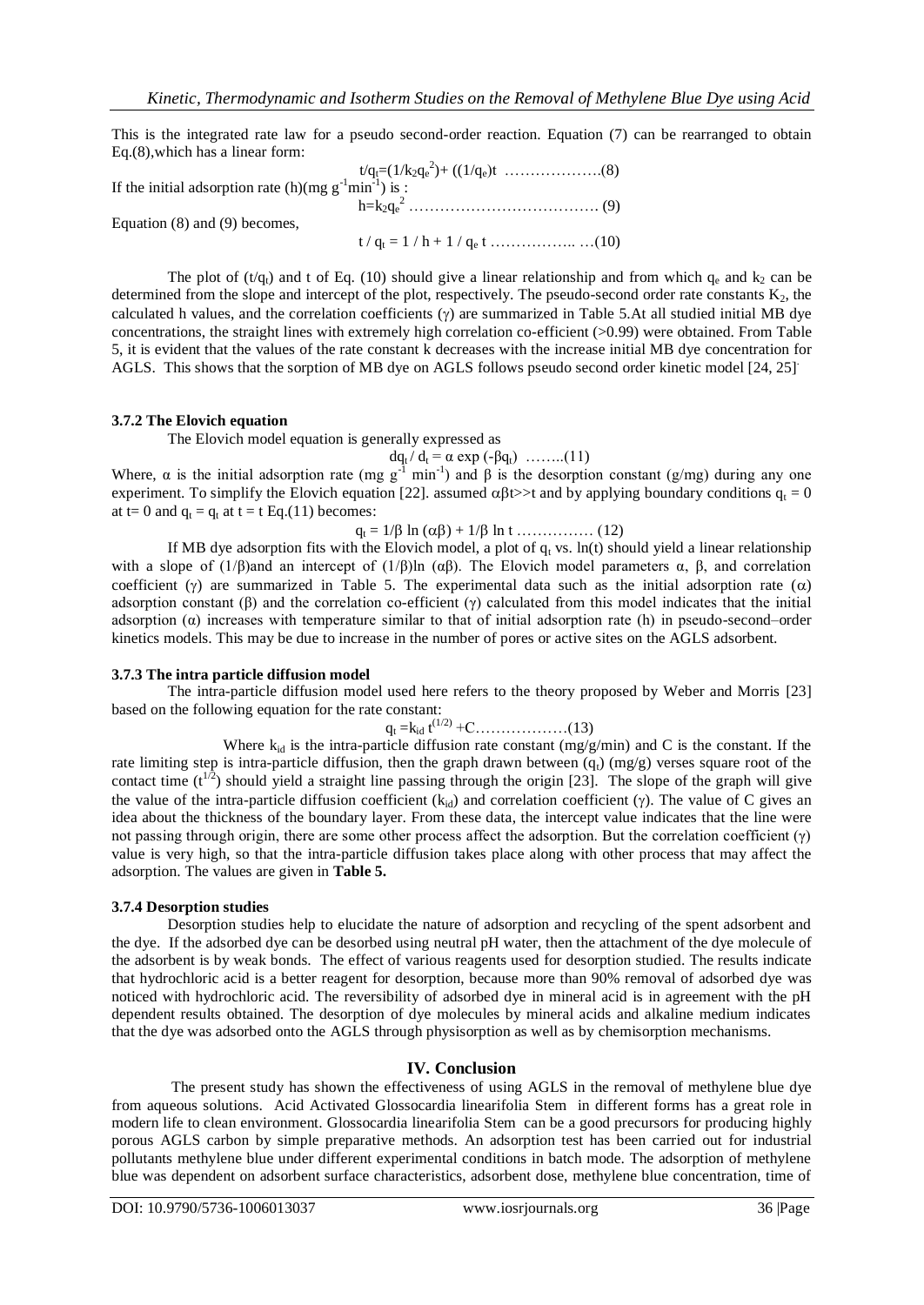This is the integrated rate law for a pseudo second-order reaction. Equation (7) can be rearranged to obtain Eq.(8),which has a linear form:

$$t/q_t=(1/k_2q_e^2)+((1/q_e)t \ \ldots\ldots\ldots\ldots\ldots\ldots(8)$$

If the initial adsorption rate (h)(mg $g^{-1}min^{-1}$) is :

$$h=k_2q_e^2 \ \ldots\ldots\ldots\ldots\ldots\ldots\ldots\ldots\ldots\ldots\ldots\ldots (9)$$

Equation (8) and (9) becomes,

$$t / q_t = 1 / h + 1 / q_e\, t \ \ldots\ldots\ldots\ldots\ldots\ldots\ldots(10)$$

The plot of ($t/q_t$) and t of Eq. (10) should give a linear relationship and from which $q_e$ and $k_2$ can be determined from the slope and intercept of the plot, respectively. The pseudo-second order rate constants $K_2$, the calculated h values, and the correlation coefficients (γ) are summarized in Table 5.At all studied initial MB dye concentrations, the straight lines with extremely high correlation co-efficient (>0.99) were obtained. From Table 5, it is evident that the values of the rate constant k decreases with the increase initial MB dye concentration for AGLS. This shows that the sorption of MB dye on AGLS follows pseudo second order kinetic model [24, 25].

### 3.7.2 The Elovich equation

The Elovich model equation is generally expressed as

$$dq_t / d_t = \alpha \exp(-\beta q_t) \ \ldots\ldots..(11)$$

Where, α is the initial adsorption rate (mg $g^{-1}$ $min^{-1}$) and β is the desorption constant (g/mg) during any one experiment. To simplify the Elovich equation [22]. assumed $\alpha\beta t >> t$ and by applying boundary conditions $q_t = 0$ at t= 0 and $q_t = q_t$ at t = t Eq.(11) becomes:

$$q_t = 1/\beta \ln(\alpha\beta) + 1/\beta \ln t \ \ldots\ldots\ldots\ldots\ldots (12)$$

If MB dye adsorption fits with the Elovich model, a plot of $q_t$ vs. ln(t) should yield a linear relationship with a slope of (1/β)and an intercept of (1/β)ln (αβ). The Elovich model parameters α, β, and correlation coefficient (γ) are summarized in Table 5. The experimental data such as the initial adsorption rate (α) adsorption constant (β) and the correlation co-efficient (γ) calculated from this model indicates that the initial adsorption (α) increases with temperature similar to that of initial adsorption rate (h) in pseudo-second–order kinetics models. This may be due to increase in the number of pores or active sites on the AGLS adsorbent.

### 3.7.3 The intra particle diffusion model

The intra-particle diffusion model used here refers to the theory proposed by Weber and Morris [23] based on the following equation for the rate constant:

$$q_t = k_{id}\, t^{(1/2)} + C \ldots\ldots\ldots\ldots\ldots\ldots(13)$$

Where $k_{id}$ is the intra-particle diffusion rate constant (mg/g/min) and C is the constant. If the rate limiting step is intra-particle diffusion, then the graph drawn between ($q_t$) (mg/g) verses square root of the contact time ($t^{1/2}$) should yield a straight line passing through the origin [23]. The slope of the graph will give the value of the intra-particle diffusion coefficient ($k_{id}$) and correlation coefficient (γ). The value of C gives an idea about the thickness of the boundary layer. From these data, the intercept value indicates that the line were not passing through origin, there are some other process affect the adsorption. But the correlation coefficient (γ) value is very high, so that the intra-particle diffusion takes place along with other process that may affect the adsorption. The values are given in **Table 5.**

### 3.7.4 Desorption studies

Desorption studies help to elucidate the nature of adsorption and recycling of the spent adsorbent and the dye. If the adsorbed dye can be desorbed using neutral pH water, then the attachment of the dye molecule of the adsorbent is by weak bonds. The effect of various reagents used for desorption studied. The results indicate that hydrochloric acid is a better reagent for desorption, because more than 90% removal of adsorbed dye was noticed with hydrochloric acid. The reversibility of adsorbed dye in mineral acid is in agreement with the pH dependent results obtained. The desorption of dye molecules by mineral acids and alkaline medium indicates that the dye was adsorbed onto the AGLS through physisorption as well as by chemisorption mechanisms.

## IV. Conclusion

The present study has shown the effectiveness of using AGLS in the removal of methylene blue dye from aqueous solutions. Acid Activated Glossocardia linearifolia Stem in different forms has a great role in modern life to clean environment. Glossocardia linearifolia Stem can be a good precursors for producing highly porous AGLS carbon by simple preparative methods. An adsorption test has been carried out for industrial pollutants methylene blue under different experimental conditions in batch mode. The adsorption of methylene blue was dependent on adsorbent surface characteristics, adsorbent dose, methylene blue concentration, time of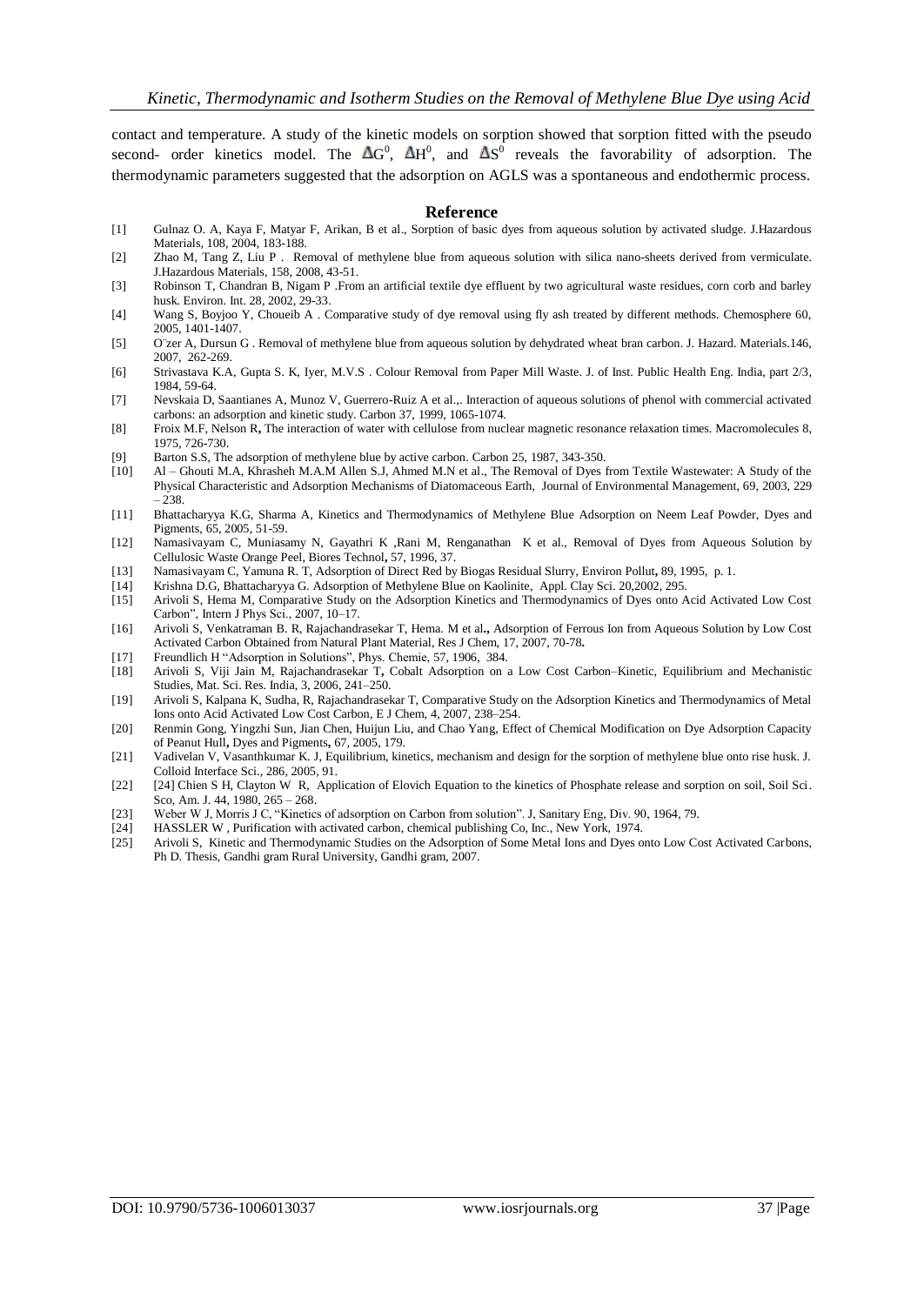contact and temperature. A study of the kinetic models on sorption showed that sorption fitted with the pseudo second- order kinetics model. The $\Delta G^0$, $\Delta H^0$, and $\Delta S^0$ reveals the favorability of adsorption. The thermodynamic parameters suggested that the adsorption on AGLS was a spontaneous and endothermic process.

## Reference

[1] Gulnaz O. A, Kaya F, Matyar F, Arikan, B et al., Sorption of basic dyes from aqueous solution by activated sludge. J.Hazardous Materials, 108, 2004, 183-188.

[2] Zhao M, Tang Z, Liu P . Removal of methylene blue from aqueous solution with silica nano-sheets derived from vermiculate. J.Hazardous Materials, 158, 2008, 43-51.

[3] Robinson T, Chandran B, Nigam P .From an artificial textile dye effluent by two agricultural waste residues, corn corb and barley husk. Environ. Int. 28, 2002, 29-33.

[4] Wang S, Boyjoo Y, Choueib A . Comparative study of dye removal using fly ash treated by different methods. Chemosphere 60, 2005, 1401-1407.

[5] O¨zer A, Dursun G . Removal of methylene blue from aqueous solution by dehydrated wheat bran carbon. J. Hazard. Materials.146, 2007, 262-269.

[6] Strivastava K.A, Gupta S. K, Iyer, M.V.S . Colour Removal from Paper Mill Waste. J. of Inst. Public Health Eng. India, part 2/3, 1984, 59-64.

[7] Nevskaia D, Saantianes A, Munoz V, Guerrero-Ruiz A et al.,. Interaction of aqueous solutions of phenol with commercial activated carbons: an adsorption and kinetic study. Carbon 37, 1999, 1065-1074.

[8] Froix M.F, Nelson R**,** The interaction of water with cellulose from nuclear magnetic resonance relaxation times. Macromolecules 8, 1975, 726-730.

[9] Barton S.S, The adsorption of methylene blue by active carbon. Carbon 25, 1987, 343-350.

[10] Al – Ghouti M.A, Khrasheh M.A.M Allen S.J, Ahmed M.N et al., The Removal of Dyes from Textile Wastewater: A Study of the Physical Characteristic and Adsorption Mechanisms of Diatomaceous Earth, Journal of Environmental Management, 69, 2003, 229 – 238.

[11] Bhattacharyya K.G, Sharma A, Kinetics and Thermodynamics of Methylene Blue Adsorption on Neem Leaf Powder, Dyes and Pigments, 65, 2005, 51-59.

[12] Namasivayam C, Muniasamy N, Gayathri K ,Rani M, Renganathan K et al., Removal of Dyes from Aqueous Solution by Cellulosic Waste Orange Peel, Biores Technol**,** 57, 1996, 37.

[13] Namasivayam C, Yamuna R. T, Adsorption of Direct Red by Biogas Residual Slurry, Environ Pollut**,** 89, 1995, p. 1.

[14] Krishna D.G, Bhattacharyya G. Adsorption of Methylene Blue on Kaolinite, Appl. Clay Sci. 20,2002, 295.

[15] Arivoli S, Hema M, Comparative Study on the Adsorption Kinetics and Thermodynamics of Dyes onto Acid Activated Low Cost Carbon", Intern J Phys Sci., 2007, 10–17.

[16] Arivoli S, Venkatraman B. R, Rajachandrasekar T, Hema. M et al**.,** Adsorption of Ferrous Ion from Aqueous Solution by Low Cost Activated Carbon Obtained from Natural Plant Material, Res J Chem, 17, 2007, 70-78**.**

[17] Freundlich H "Adsorption in Solutions", Phys. Chemie, 57, 1906, 384.

[18] Arivoli S, Viji Jain M, Rajachandrasekar T**,** Cobalt Adsorption on a Low Cost Carbon–Kinetic, Equilibrium and Mechanistic Studies, Mat. Sci. Res. India, 3, 2006, 241–250.

[19] Arivoli S, Kalpana K, Sudha, R, Rajachandrasekar T, Comparative Study on the Adsorption Kinetics and Thermodynamics of Metal Ions onto Acid Activated Low Cost Carbon, E J Chem, 4, 2007, 238–254.

[20] Renmin Gong, Yingzhi Sun, Jian Chen, Huijun Liu, and Chao Yang, Effect of Chemical Modification on Dye Adsorption Capacity of Peanut Hull**,** Dyes and Pigments**,** 67, 2005, 179.

[21] Vadivelan V, Vasanthkumar K. J, Equilibrium, kinetics, mechanism and design for the sorption of methylene blue onto rise husk. J. Colloid Interface Sci., 286, 2005, 91.

[22] [24] Chien S H, Clayton W R, Application of Elovich Equation to the kinetics of Phosphate release and sorption on soil, Soil Sci. Sco, Am. J. 44, 1980, 265 – 268.

[23] Weber W J, Morris J C, "Kinetics of adsorption on Carbon from solution". J, Sanitary Eng, Div. 90, 1964, 79.

[24] HASSLER W , Purification with activated carbon, chemical publishing Co, Inc., New York, 1974.

[25] Arivoli S, Kinetic and Thermodynamic Studies on the Adsorption of Some Metal Ions and Dyes onto Low Cost Activated Carbons, Ph D. Thesis, Gandhi gram Rural University, Gandhi gram, 2007.